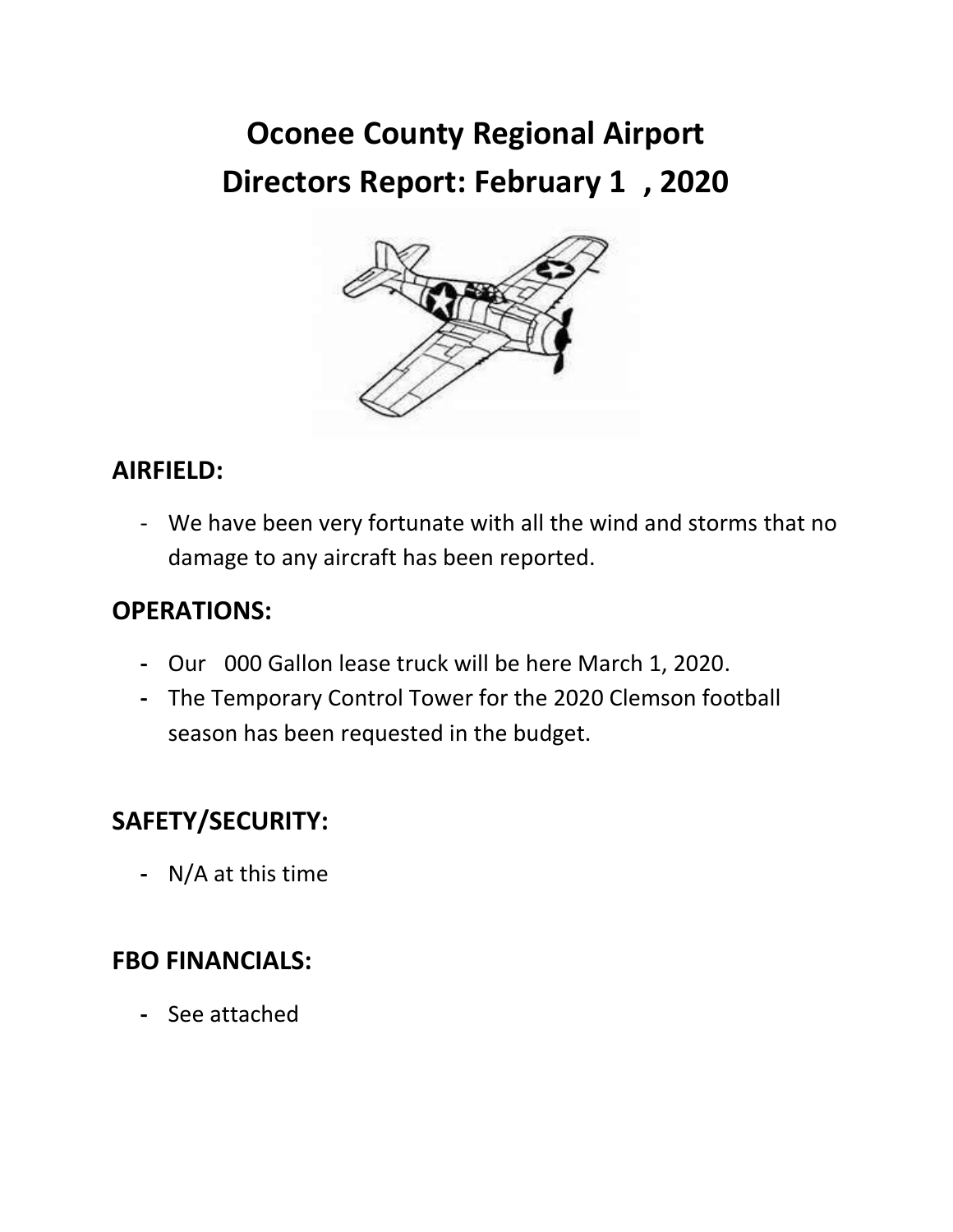# Oconee County Regional Airport
# Directors Report: February 1 , 2020

## AIRFIELD:

- We have been very fortunate with all the wind and storms that no damage to any aircraft has been reported.

## OPERATIONS:

- Our 000 Gallon lease truck will be here March 1, 2020.
- The Temporary Control Tower for the 2020 Clemson football season has been requested in the budget.

## SAFETY/SECURITY:

- N/A at this time

## FBO FINANCIALS:

- See attached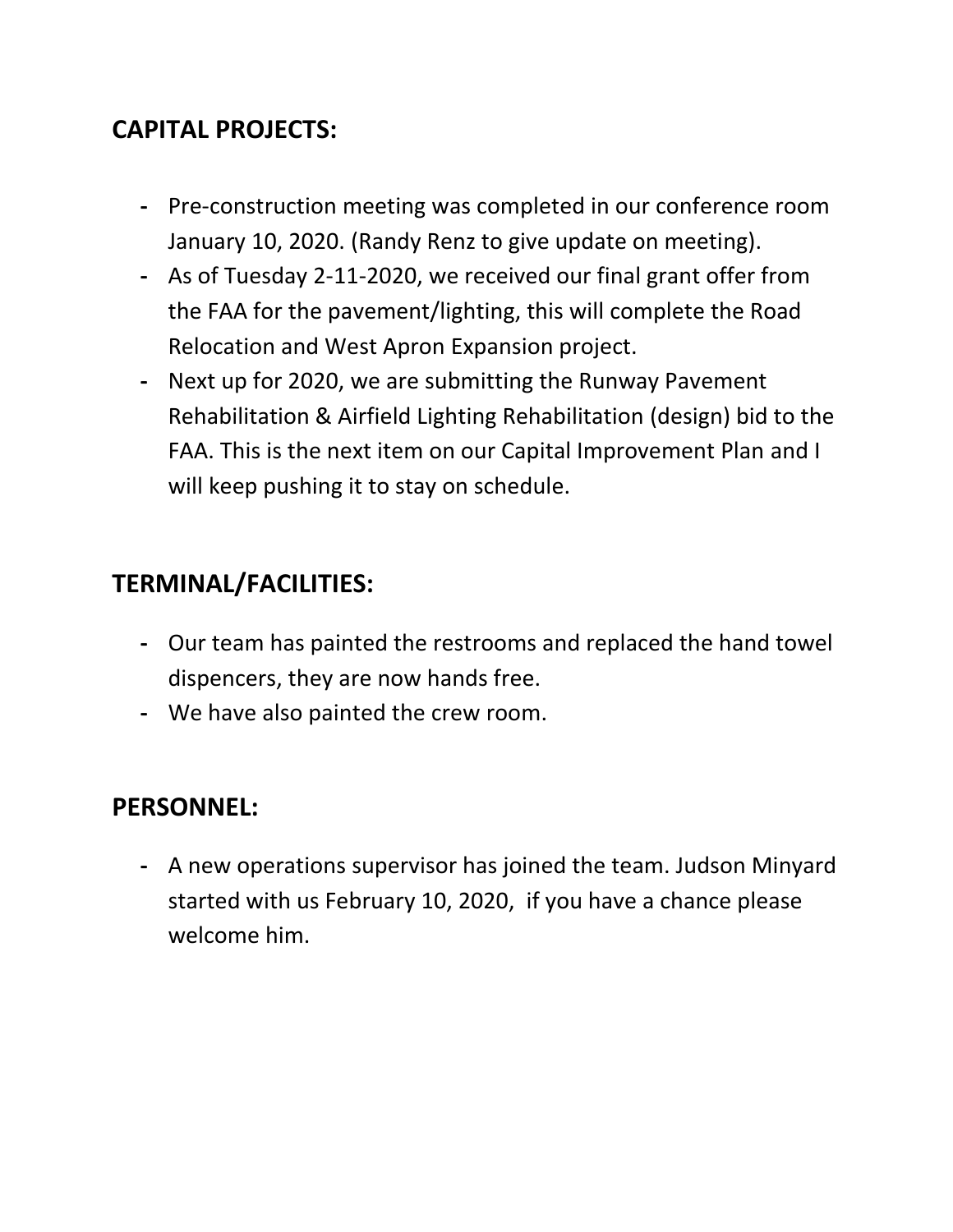## CAPITAL PROJECTS:

- Pre-construction meeting was completed in our conference room January 10, 2020. (Randy Renz to give update on meeting).
- As of Tuesday 2-11-2020, we received our final grant offer from the FAA for the pavement/lighting, this will complete the Road Relocation and West Apron Expansion project.
- Next up for 2020, we are submitting the Runway Pavement Rehabilitation & Airfield Lighting Rehabilitation (design) bid to the FAA. This is the next item on our Capital Improvement Plan and I will keep pushing it to stay on schedule.

## TERMINAL/FACILITIES:

- Our team has painted the restrooms and replaced the hand towel dispencers, they are now hands free.
- We have also painted the crew room.

## PERSONNEL:

- A new operations supervisor has joined the team. Judson Minyard started with us February 10, 2020, if you have a chance please welcome him.